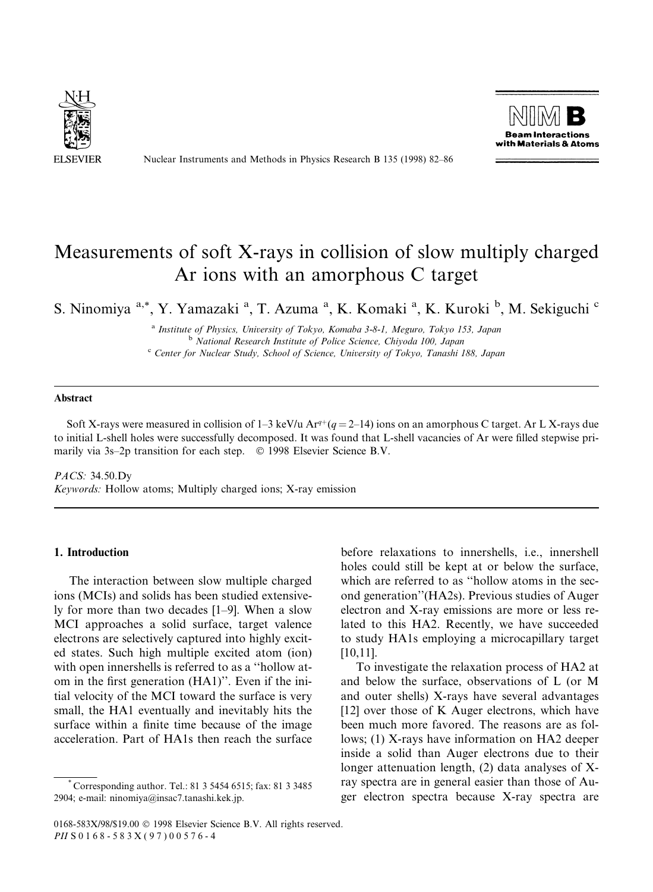# Measurements of soft X-rays in collision of slow multiply charged Ar ions with an amorphous C target

S. Ninomiya [a,*], Y. Yamazaki [a], T. Azuma [a], K. Komaki [a], K. Kuroki [b], M. Sekiguchi [c]

[a] Institute of Physics, University of Tokyo, Komaba 3-8-1, Meguro, Tokyo 153, Japan
[b] National Research Institute of Police Science, Chiyoda 100, Japan
[c] Center for Nuclear Study, School of Science, University of Tokyo, Tanashi 188, Japan

## Abstract

Soft X-rays were measured in collision of 1–3 keV/u $Ar^{q+}$ ($q = 2$–14) ions on an amorphous C target. Ar L X-rays due to initial L-shell holes were successfully decomposed. It was found that L-shell vacancies of Ar were filled stepwise primarily via 3s–2p transition for each step. © 1998 Elsevier Science B.V.

*PACS:* 34.50.Dy
*Keywords:* Hollow atoms; Multiply charged ions; X-ray emission

## 1. Introduction

The interaction between slow multiple charged ions (MCIs) and solids has been studied extensively for more than two decades [1–9]. When a slow MCI approaches a solid surface, target valence electrons are selectively captured into highly excited states. Such high multiple excited atom (ion) with open innershells is referred to as a "hollow atom in the first generation (HA1)". Even if the initial velocity of the MCI toward the surface is very small, the HA1 eventually and inevitably hits the surface within a finite time because of the image acceleration. Part of HA1s then reach the surface before relaxations to innershells, i.e., innershell holes could still be kept at or below the surface, which are referred to as "hollow atoms in the second generation"(HA2s). Previous studies of Auger electron and X-ray emissions are more or less related to this HA2. Recently, we have succeeded to study HA1s employing a microcapillary target [10,11].

To investigate the relaxation process of HA2 at and below the surface, observations of L (or M and outer shells) X-rays have several advantages [12] over those of K Auger electrons, which have been much more favored. The reasons are as follows; (1) X-rays have information on HA2 deeper inside a solid than Auger electrons due to their longer attenuation length, (2) data analyses of X-ray spectra are in general easier than those of Auger electron spectra because X-ray spectra are

* Corresponding author. Tel.: 81 3 5454 6515; fax: 81 3 3485 2904; e-mail: ninomiya@insac7.tanashi.kek.jp.

0168-583X/98/$19.00 © 1998 Elsevier Science B.V. All rights reserved.
PII S0168-583X(97)00576-4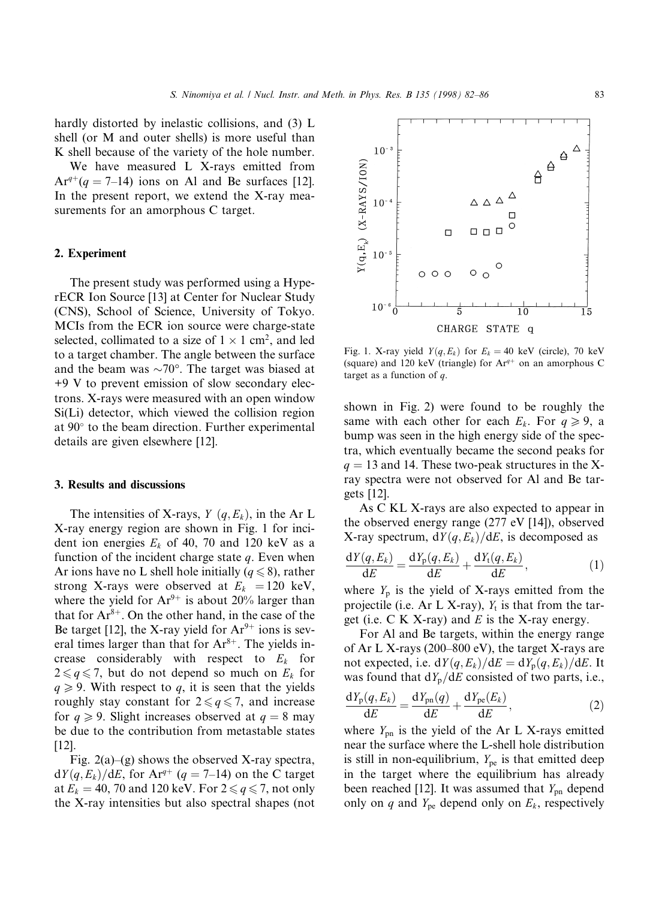hardly distorted by inelastic collisions, and (3) L shell (or M and outer shells) is more useful than K shell because of the variety of the hole number.

We have measured L X-rays emitted from $Ar^{q+}$ ($q = 7$–14) ions on Al and Be surfaces [12]. In the present report, we extend the X-ray measurements for an amorphous C target.

## 2. Experiment

The present study was performed using a HyperECR Ion Source [13] at Center for Nuclear Study (CNS), School of Science, University of Tokyo. MCIs from the ECR ion source were charge-state selected, collimated to a size of $1 \times 1$ cm$^2$, and led to a target chamber. The angle between the surface and the beam was $\sim 70°$. The target was biased at +9 V to prevent emission of slow secondary electrons. X-rays were measured with an open window Si(Li) detector, which viewed the collision region at 90° to the beam direction. Further experimental details are given elsewhere [12].

## 3. Results and discussions

The intensities of X-rays, $Y\ (q, E_k)$, in the Ar L X-ray energy region are shown in Fig. 1 for incident ion energies $E_k$ of 40, 70 and 120 keV as a function of the incident charge state $q$. Even when Ar ions have no L shell hole initially ($q \leqslant 8$), rather strong X-rays were observed at $E_k = 120$ keV, where the yield for $Ar^{9+}$ is about 20% larger than that for $Ar^{8+}$. On the other hand, in the case of the Be target [12], the X-ray yield for $Ar^{9+}$ ions is several times larger than that for $Ar^{8+}$. The yields increase considerably with respect to $E_k$ for $2 \leqslant q \leqslant 7$, but do not depend so much on $E_k$ for $q \geqslant 9$. With respect to $q$, it is seen that the yields roughly stay constant for $2 \leqslant q \leqslant 7$, and increase for $q \geqslant 9$. Slight increases observed at $q = 8$ may be due to the contribution from metastable states [12].

Fig. 1. X-ray yield $Y(q, E_k)$ for $E_k = 40$ keV (circle), 70 keV (square) and 120 keV (triangle) for $Ar^{q+}$ on an amorphous C target as a function of $q$.

Fig. 2(a)–(g) shows the observed X-ray spectra, $\mathrm{d}Y(q, E_k)/\mathrm{d}E$, for $Ar^{q+}$ ($q = 7$–14) on the C target at $E_k = 40$, 70 and 120 keV. For $2 \leqslant q \leqslant 7$, not only the X-ray intensities but also spectral shapes (not shown in Fig. 2) were found to be roughly the same with each other for each $E_k$. For $q \geqslant 9$, a bump was seen in the high energy side of the spectra, which eventually became the second peaks for $q = 13$ and 14. These two-peak structures in the X-ray spectra were not observed for Al and Be targets [12].

As C KL X-rays are also expected to appear in the observed energy range (277 eV [14]), observed X-ray spectrum, $\mathrm{d}Y(q, E_k)/\mathrm{d}E$, is decomposed as

$$\frac{\mathrm{d}Y(q, E_k)}{\mathrm{d}E} = \frac{\mathrm{d}Y_{\mathrm{p}}(q, E_k)}{\mathrm{d}E} + \frac{\mathrm{d}Y_{\mathrm{t}}(q, E_k)}{\mathrm{d}E}, \tag{1}$$

where $Y_{\mathrm{p}}$ is the yield of X-rays emitted from the projectile (i.e. Ar L X-ray), $Y_{\mathrm{t}}$ is that from the target (i.e. C K X-ray) and $E$ is the X-ray energy.

For Al and Be targets, within the energy range of Ar L X-rays (200–800 eV), the target X-rays are not expected, i.e. $\mathrm{d}Y(q, E_k)/\mathrm{d}E = \mathrm{d}Y_{\mathrm{p}}(q, E_k)/\mathrm{d}E$. It was found that $\mathrm{d}Y_{\mathrm{p}}/\mathrm{d}E$ consisted of two parts, i.e.,

$$\frac{\mathrm{d}Y_{\mathrm{p}}(q, E_k)}{\mathrm{d}E} = \frac{\mathrm{d}Y_{\mathrm{pn}}(q)}{\mathrm{d}E} + \frac{\mathrm{d}Y_{\mathrm{pe}}(E_k)}{\mathrm{d}E}, \tag{2}$$

where $Y_{\mathrm{pn}}$ is the yield of the Ar L X-rays emitted near the surface where the L-shell hole distribution is still in non-equilibrium, $Y_{\mathrm{pe}}$ is that emitted deep in the target where the equilibrium has already been reached [12]. It was assumed that $Y_{\mathrm{pn}}$ depend only on $q$ and $Y_{\mathrm{pe}}$ depend only on $E_k$, respectively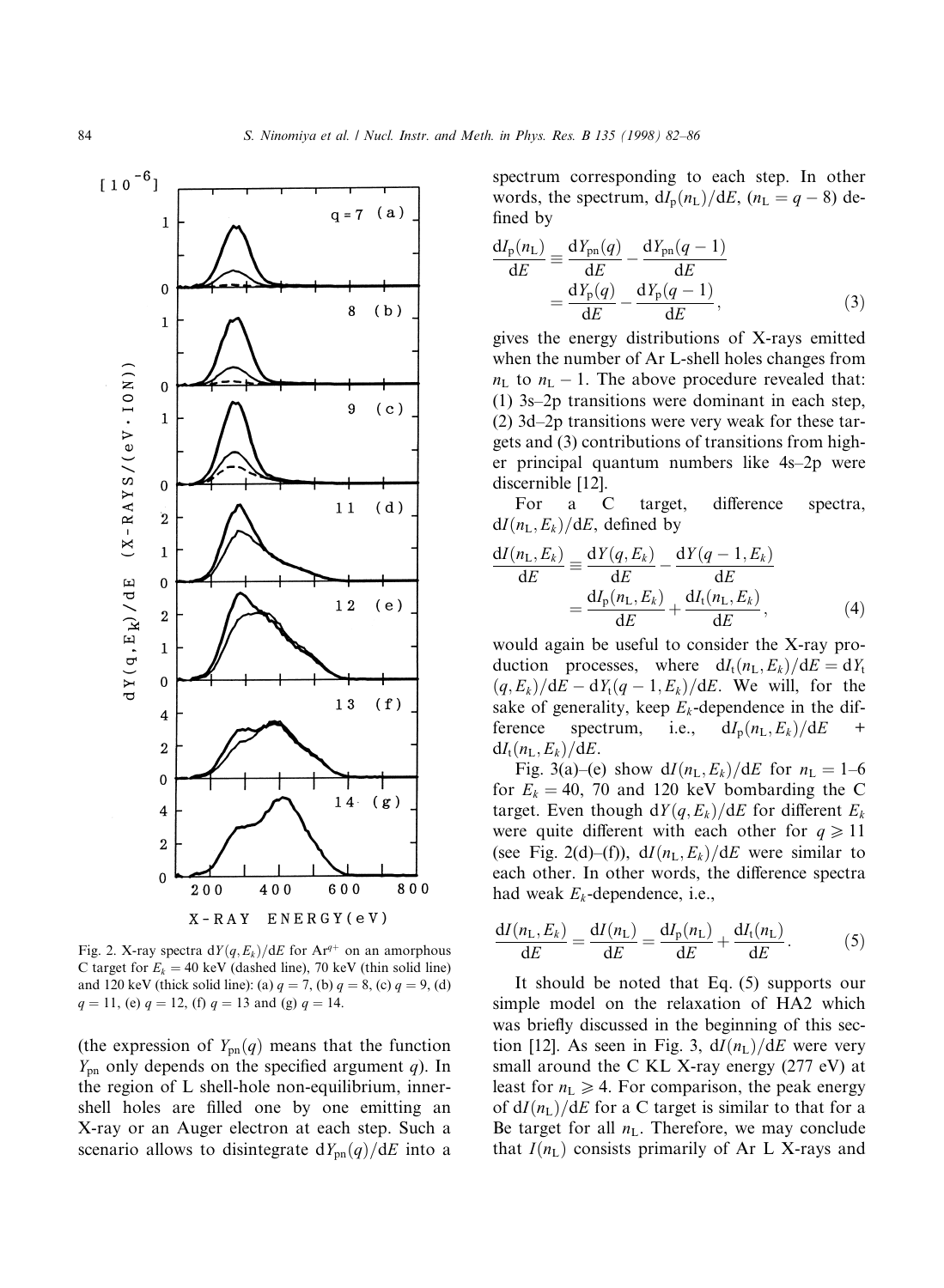Fig. 2. X-ray spectra $dY(q, E_k)/dE$ for $Ar^{q+}$ on an amorphous C target for $E_k = 40$ keV (dashed line), 70 keV (thin solid line) and 120 keV (thick solid line): (a) $q = 7$, (b) $q = 8$, (c) $q = 9$, (d) $q = 11$, (e) $q = 12$, (f) $q = 13$ and (g) $q = 14$.

(the expression of $Y_{pn}(q)$ means that the function $Y_{pn}$ only depends on the specified argument $q$). In the region of L shell-hole non-equilibrium, inner-shell holes are filled one by one emitting an X-ray or an Auger electron at each step. Such a scenario allows to disintegrate $dY_{pn}(q)/dE$ into a spectrum corresponding to each step. In other words, the spectrum, $dI_p(n_L)/dE$, ($n_L = q - 8$) defined by

$$\frac{dI_p(n_L)}{dE} \equiv \frac{dY_{pn}(q)}{dE} - \frac{dY_{pn}(q-1)}{dE} = \frac{dY_p(q)}{dE} - \frac{dY_p(q-1)}{dE}, \tag{3}$$

gives the energy distributions of X-rays emitted when the number of Ar L-shell holes changes from $n_L$ to $n_L - 1$. The above procedure revealed that: (1) 3s–2p transitions were dominant in each step, (2) 3d–2p transitions were very weak for these targets and (3) contributions of transitions from higher principal quantum numbers like 4s–2p were discernible [12].

For a C target, difference spectra, $dI(n_L, E_k)/dE$, defined by

$$\frac{dI(n_L, E_k)}{dE} \equiv \frac{dY(q, E_k)}{dE} - \frac{dY(q-1, E_k)}{dE} = \frac{dI_p(n_L, E_k)}{dE} + \frac{dI_t(n_L, E_k)}{dE}, \tag{4}$$

would again be useful to consider the X-ray production processes, where $dI_t(n_L, E_k)/dE = dY_t(q, E_k)/dE - dY_t(q-1, E_k)/dE$. We will, for the sake of generality, keep $E_k$-dependence in the difference spectrum, i.e., $dI_p(n_L, E_k)/dE + dI_t(n_L, E_k)/dE$.

Fig. 3(a)–(e) show $dI(n_L, E_k)/dE$ for $n_L = 1$–6 for $E_k = 40$, 70 and 120 keV bombarding the C target. Even though $dY(q, E_k)/dE$ for different $E_k$ were quite different with each other for $q \geqslant 11$ (see Fig. 2(d)–(f)), $dI(n_L, E_k)/dE$ were similar to each other. In other words, the difference spectra had weak $E_k$-dependence, i.e.,

$$\frac{dI(n_L, E_k)}{dE} = \frac{dI(n_L)}{dE} = \frac{dI_p(n_L)}{dE} + \frac{dI_t(n_L)}{dE}. \tag{5}$$

It should be noted that Eq. (5) supports our simple model on the relaxation of HA2 which was briefly discussed in the beginning of this section [12]. As seen in Fig. 3, $dI(n_L)/dE$ were very small around the C KL X-ray energy (277 eV) at least for $n_L \geqslant 4$. For comparison, the peak energy of $dI(n_L)/dE$ for a C target is similar to that for a Be target for all $n_L$. Therefore, we may conclude that $I(n_L)$ consists primarily of Ar L X-rays and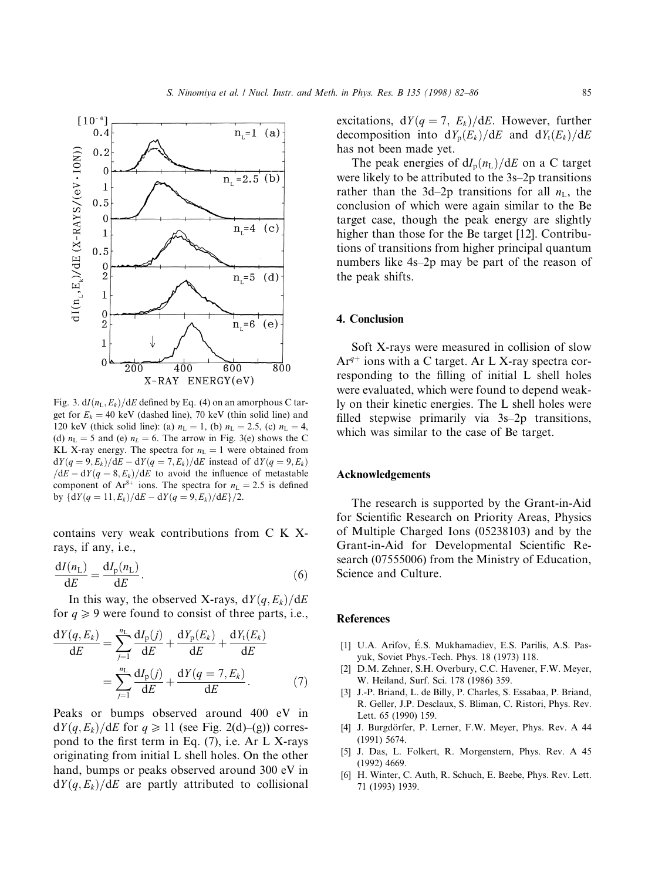Fig. 3. $dI(n_L, E_k)/dE$ defined by Eq. (4) on an amorphous C target for $E_k = 40$ keV (dashed line), 70 keV (thin solid line) and 120 keV (thick solid line): (a) $n_L = 1$, (b) $n_L = 2.5$, (c) $n_L = 4$, (d) $n_L = 5$ and (e) $n_L = 6$. The arrow in Fig. 3(e) shows the C KL X-ray energy. The spectra for $n_L = 1$ were obtained from $dY(q = 9, E_k)/dE - dY(q = 7, E_k)/dE$ instead of $dY(q = 9, E_k)/dE - dY(q = 8, E_k)/dE$ to avoid the influence of metastable component of $Ar^{8+}$ ions. The spectra for $n_L = 2.5$ is defined by $\{dY(q = 11, E_k)/dE - dY(q = 9, E_k)/dE\}/2$.

contains very weak contributions from C K X-rays, if any, i.e.,

$$\frac{dI(n_L)}{dE} = \frac{dI_p(n_L)}{dE}. \tag{6}$$

In this way, the observed X-rays, $dY(q, E_k)/dE$ for $q \geq 9$ were found to consist of three parts, i.e.,

$$\begin{aligned}\frac{dY(q, E_k)}{dE} &= \sum_{j=1}^{n_L} \frac{dI_p(j)}{dE} + \frac{dY_p(E_k)}{dE} + \frac{dY_t(E_k)}{dE} \\ &= \sum_{j=1}^{n_L} \frac{dI_p(j)}{dE} + \frac{dY(q = 7, E_k)}{dE}.\end{aligned} \tag{7}$$

Peaks or bumps observed around 400 eV in $dY(q, E_k)/dE$ for $q \geq 11$ (see Fig. 2(d)–(g)) correspond to the first term in Eq. (7), i.e. Ar L X-rays originating from initial L shell holes. On the other hand, bumps or peaks observed around 300 eV in $dY(q, E_k)/dE$ are partly attributed to collisional excitations, $dY(q = 7, E_k)/dE$. However, further decomposition into $dY_p(E_k)/dE$ and $dY_t(E_k)/dE$ has not been made yet.

The peak energies of $dI_p(n_L)/dE$ on a C target were likely to be attributed to the 3s–2p transitions rather than the 3d–2p transitions for all $n_L$, the conclusion of which were again similar to the Be target case, though the peak energy are slightly higher than those for the Be target [12]. Contributions of transitions from higher principal quantum numbers like 4s–2p may be part of the reason of the peak shifts.

## 4. Conclusion

Soft X-rays were measured in collision of slow $Ar^{q+}$ ions with a C target. Ar L X-ray spectra corresponding to the filling of initial L shell holes were evaluated, which were found to depend weakly on their kinetic energies. The L shell holes were filled stepwise primarily via 3s–2p transitions, which was similar to the case of Be target.

## Acknowledgements

The research is supported by the Grant-in-Aid for Scientific Research on Priority Areas, Physics of Multiple Charged Ions (05238103) and by the Grant-in-Aid for Developmental Scientific Research (07555006) from the Ministry of Education, Science and Culture.

## References

[1] U.A. Arifov, É.S. Mukhamadiev, E.S. Parilis, A.S. Pasyuk, Soviet Phys.-Tech. Phys. 18 (1973) 118.

[2] D.M. Zehner, S.H. Overbury, C.C. Havener, F.W. Meyer, W. Heiland, Surf. Sci. 178 (1986) 359.

[3] J.-P. Briand, L. de Billy, P. Charles, S. Essabaa, P. Briand, R. Geller, J.P. Desclaux, S. Bliman, C. Ristori, Phys. Rev. Lett. 65 (1990) 159.

[4] J. Burgdörfer, P. Lerner, F.W. Meyer, Phys. Rev. A 44 (1991) 5674.

[5] J. Das, L. Folkert, R. Morgenstern, Phys. Rev. A 45 (1992) 4669.

[6] H. Winter, C. Auth, R. Schuch, E. Beebe, Phys. Rev. Lett. 71 (1993) 1939.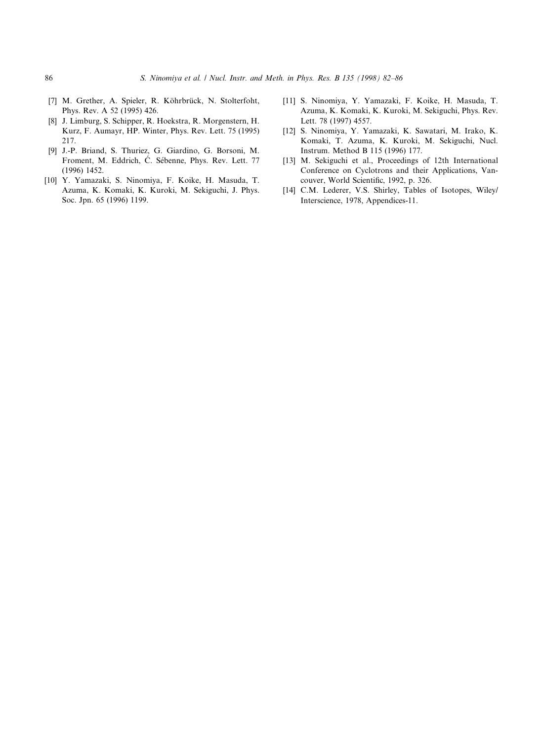[7] M. Grether, A. Spieler, R. Köhrbrück, N. Stolterfoht, Phys. Rev. A 52 (1995) 426.

[8] J. Limburg, S. Schipper, R. Hoekstra, R. Morgenstern, H. Kurz, F. Aumayr, HP. Winter, Phys. Rev. Lett. 75 (1995) 217.

[9] J.-P. Briand, S. Thuriez, G. Giardino, G. Borsoni, M. Froment, M. Eddrich, Ć. Sébenne, Phys. Rev. Lett. 77 (1996) 1452.

[10] Y. Yamazaki, S. Ninomiya, F. Koike, H. Masuda, T. Azuma, K. Komaki, K. Kuroki, M. Sekiguchi, J. Phys. Soc. Jpn. 65 (1996) 1199.

[11] S. Ninomiya, Y. Yamazaki, F. Koike, H. Masuda, T. Azuma, K. Komaki, K. Kuroki, M. Sekiguchi, Phys. Rev. Lett. 78 (1997) 4557.

[12] S. Ninomiya, Y. Yamazaki, K. Sawatari, M. Irako, K. Komaki, T. Azuma, K. Kuroki, M. Sekiguchi, Nucl. Instrum. Method B 115 (1996) 177.

[13] M. Sekiguchi et al., Proceedings of 12th International Conference on Cyclotrons and their Applications, Vancouver, World Scientific, 1992, p. 326.

[14] C.M. Lederer, V.S. Shirley, Tables of Isotopes, Wiley/Interscience, 1978, Appendices-11.